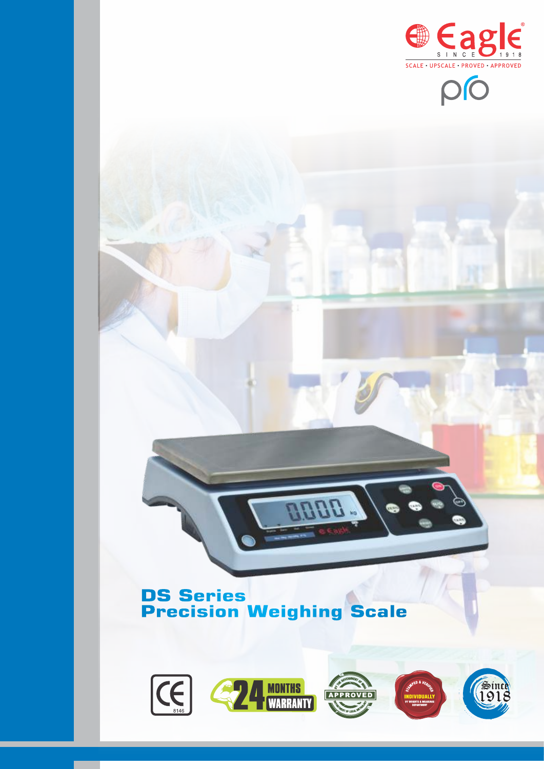Eagle

SINCE 1918

SCALE • UPSCALE • PROVED • APPROVED

pro

# DS Series
# Precision Weighing Scale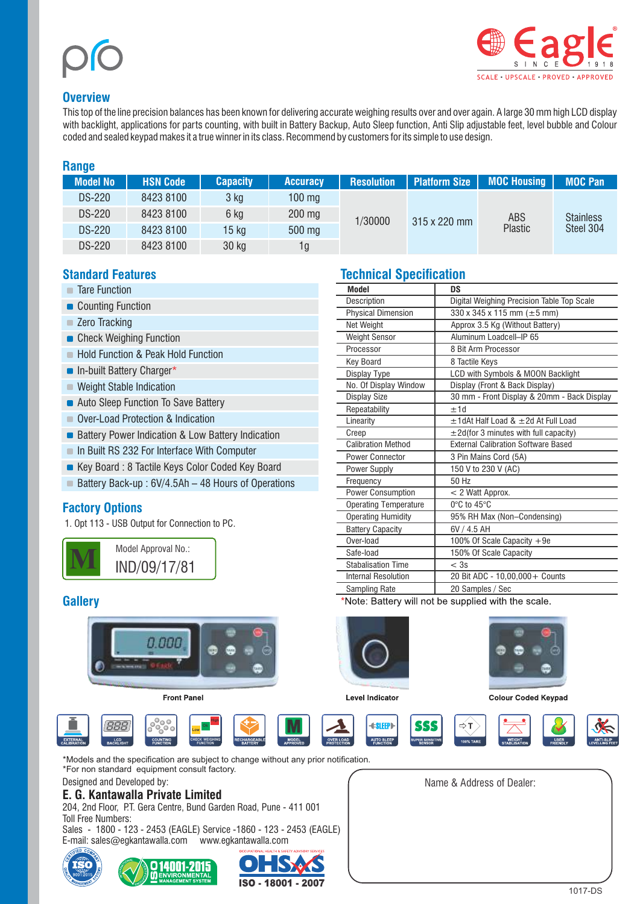pro

Eagle SINCE 1918

SCALE • UPSCALE • PROVED • APPROVED

## Overview

This top of the line precision balances has been known for delivering accurate weighing results over and over again. A large 30 mm high LCD display with backlight, applications for parts counting, with built in Battery Backup, Auto Sleep function, Anti Slip adjustable feet, level bubble and Colour coded and sealed keypad makes it a true winner in its class. Recommend by customers for its simple to use design.

## Range

| Model No | HSN Code | Capacity | Accuracy | Resolution | Platform Size | MOC Housing | MOC Pan |
|---|---|---|---|---|---|---|---|
| DS-220 | 8423 8100 | 3 kg | 100 mg | 1/30000 | 315 x 220 mm | ABS Plastic | Stainless Steel 304 |
| DS-220 | 8423 8100 | 6 kg | 200 mg | | | | |
| DS-220 | 8423 8100 | 15 kg | 500 mg | | | | |
| DS-220 | 8423 8100 | 30 kg | 1g | | | | |

## Standard Features

- Tare Function
- Counting Function
- Zero Tracking
- Check Weighing Function
- Hold Function & Peak Hold Function
- In-built Battery Charger*
- Weight Stable Indication
- Auto Sleep Function To Save Battery
- Over-Load Protection & Indication
- Battery Power Indication & Low Battery Indication
- In Built RS 232 For Interface With Computer
- Key Board : 8 Tactile Keys Color Coded Key Board
- Battery Back-up : 6V/4.5Ah – 48 Hours of Operations

## Factory Options

1. Opt 113 - USB Output for Connection to PC.

Model Approval No.:
IND/09/17/81

## Technical Specification

| Model | DS |
|---|---|
| Description | Digital Weighing Precision Table Top Scale |
| Physical Dimension | 330 x 345 x 115 mm (±5 mm) |
| Net Weight | Approx 3.5 Kg (Without Battery) |
| Weight Sensor | Aluminum Loadcell–IP 65 |
| Processor | 8 Bit Arm Processor |
| Key Board | 8 Tactile Keys |
| Display Type | LCD with Symbols & MOON Backlight |
| No. Of Display Window | Display (Front & Back Display) |
| Display Size | 30 mm - Front Display & 20mm - Back Display |
| Repeatability | ±1d |
| Linearity | ±1dAt Half Load & ±2d At Full Load |
| Creep | ±2d(for 3 minutes with full capacity) |
| Calibration Method | External Calibration Software Based |
| Power Connector | 3 Pin Mains Cord (5A) |
| Power Supply | 150 V to 230 V (AC) |
| Frequency | 50 Hz |
| Power Consumption | < 2 Watt Approx. |
| Operating Temperature | 0°C to 45°C |
| Operating Humidity | 95% RH Max (Non–Condensing) |
| Battery Capacity | 6V / 4.5 AH |
| Over-load | 100% Of Scale Capacity +9e |
| Safe-load | 150% Of Scale Capacity |
| Stabalisation Time | < 3s |
| Internal Resolution | 20 Bit ADC - 10,00,000+ Counts |
| Sampling Rate | 20 Samples / Sec |

*Note: Battery will not be supplied with the scale.

## Gallery

Front Panel

Level Indicator

Colour Coded Keypad

EXTERNAL CALIBRATION · LCD BACKLIGHT · COUNTING FUNCTION · CHECK WEIGHING FUNCTION · RECHARGEABLE BATTERY · MODEL APPROVED · OVER LOAD PROTECTION · AUTO SLEEP FUNCTION · SUPER SENSITIVE SENSOR · 100% TARE · WEIGHT STABILISATION · USER FRIENDLY · ANTI-SLIP LEVELLING FEET

*Models and the specification are subject to change without any prior notification.
*For non standard equipment consult factory.

Designed and Developed by:

**E. G. Kantawalla Private Limited**

204, 2nd Floor, P.T. Gera Centre, Bund Garden Road, Pune - 411 001
Toll Free Numbers:
Sales - 1800 - 123 - 2453 (EAGLE) Service -1860 - 123 - 2453 (EAGLE)
E-mail: sales@egkantawalla.com www.egkantawalla.com

ISO 9001:2015 · ISO 14001-2015 ENVIRONMENTAL MANAGEMENT SYSTEM · OHSAS ISO - 18001 - 2007

Name & Address of Dealer:

1017-DS